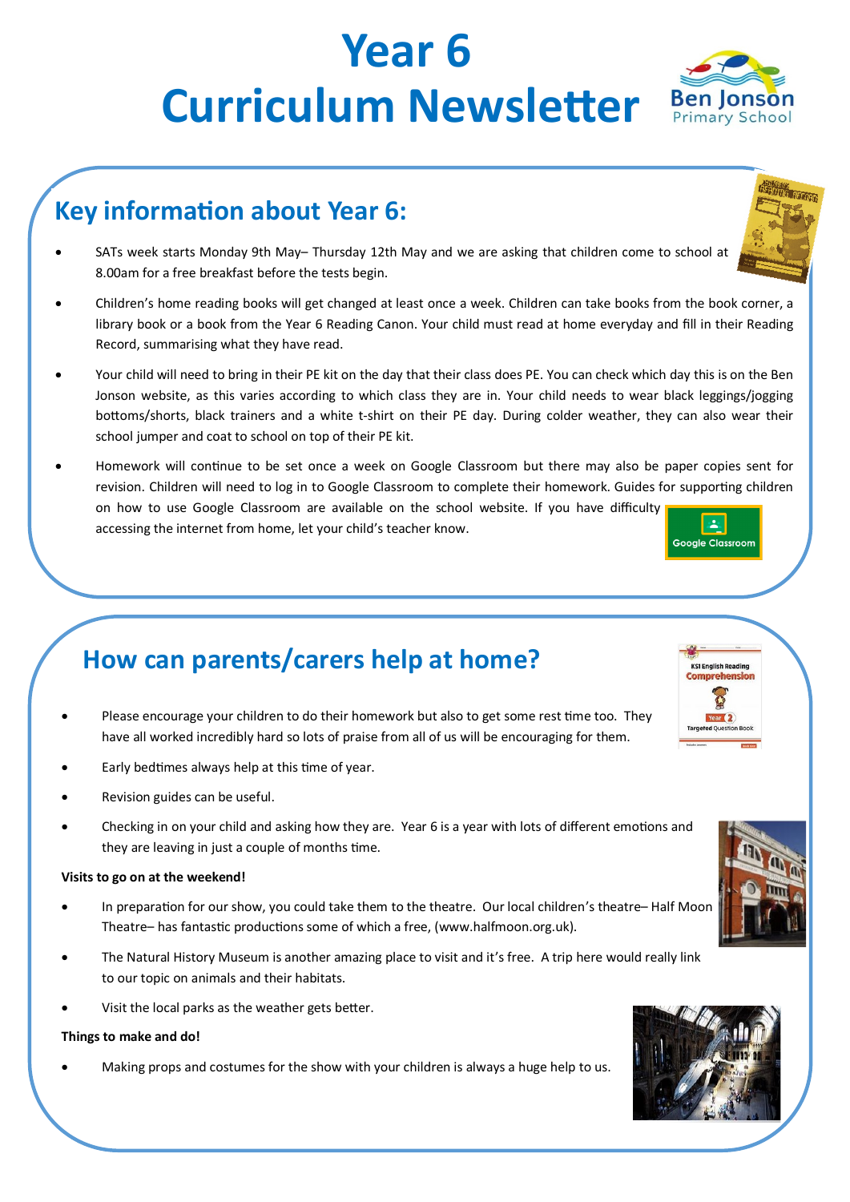# Year 6 Curriculum Newsletter

## Key information about Year 6:

- SATs week starts Monday 9th May– Thursday 12th May and we are asking that children come to school at 8.00am for a free breakfast before the tests begin.
- Children's home reading books will get changed at least once a week. Children can take books from the book corner, a library book or a book from the Year 6 Reading Canon. Your child must read at home everyday and fill in their Reading Record, summarising what they have read.
- Your child will need to bring in their PE kit on the day that their class does PE. You can check which day this is on the Ben Jonson website, as this varies according to which class they are in. Your child needs to wear black leggings/jogging bottoms/shorts, black trainers and a white t-shirt on their PE day. During colder weather, they can also wear their school jumper and coat to school on top of their PE kit.
- Homework will continue to be set once a week on Google Classroom but there may also be paper copies sent for revision. Children will need to log in to Google Classroom to complete their homework. Guides for supporting children on how to use Google Classroom are available on the school website. If you have difficulty accessing the internet from home, let your child's teacher know.

## How can parents/carers help at home?

- Please encourage your children to do their homework but also to get some rest time too. They have all worked incredibly hard so lots of praise from all of us will be encouraging for them.
- Early bedtimes always help at this time of year.
- Revision guides can be useful.
- Checking in on your child and asking how they are. Year 6 is a year with lots of different emotions and they are leaving in just a couple of months time.

**Visits to go on at the weekend!**

- In preparation for our show, you could take them to the theatre. Our local children's theatre– Half Moon Theatre– has fantastic productions some of which a free, (www.halfmoon.org.uk).
- The Natural History Museum is another amazing place to visit and it's free. A trip here would really link to our topic on animals and their habitats.
- Visit the local parks as the weather gets better.

**Things to make and do!**

- Making props and costumes for the show with your children is always a huge help to us.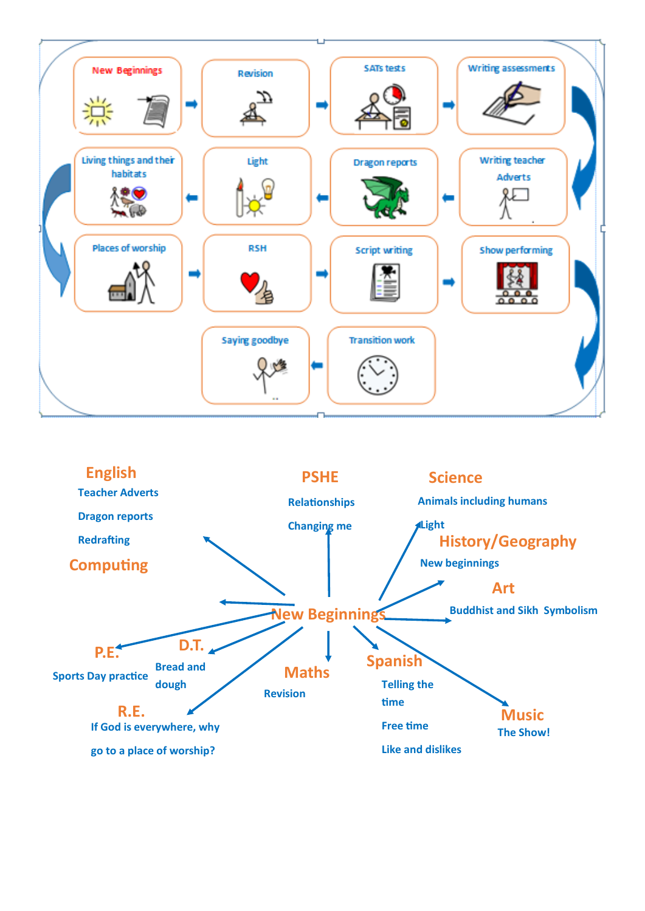New Beginnings

Revision

SATs tests

Writing assessments

Writing teacher Adverts

Dragon reports

Light

Living things and their habitats

Places of worship

RSH

Script writing

Show performing

Transition work

Saying goodbye

**New Beginnings**

**English**
Teacher Adverts
Dragon reports
Redrafting

**Computing**

**PSHE**
Relationships
Changing me

**Science**
Animals including humans
Light

**History/Geography**
New beginnings

**Art**
Buddhist and Sikh Symbolism

**P.E.**
Sports Day practice

**D.T.**
Bread and dough

**R.E.**
If God is everywhere, why go to a place of worship?

**Maths**
Revision

**Spanish**
Telling the time
Free time
Like and dislikes

**Music**
The Show!